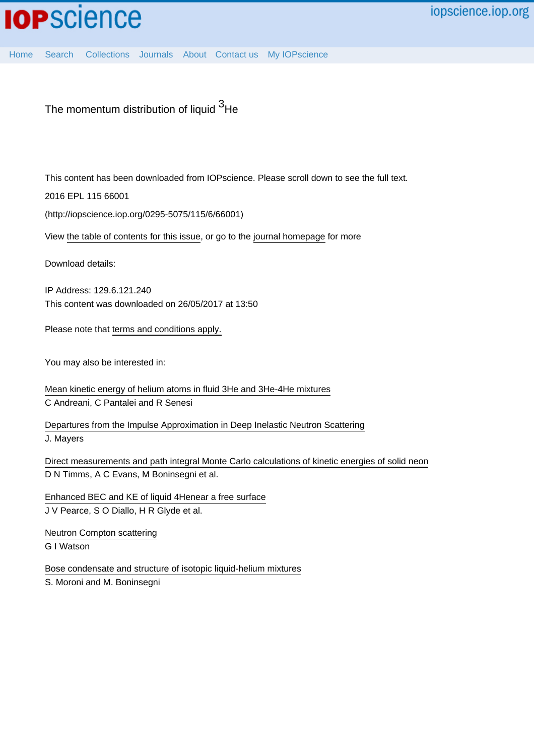# The momentum distribution of liquid $^3$He

This content has been downloaded from IOPscience. Please scroll down to see the full text.

2016 EPL 115 66001

(http://iopscience.iop.org/0295-5075/115/6/66001)

View the table of contents for this issue, or go to the journal homepage for more

Download details:

IP Address: 129.6.121.240

This content was downloaded on 26/05/2017 at 13:50

Please note that terms and conditions apply.

You may also be interested in:

Mean kinetic energy of helium atoms in fluid 3He and 3He-4He mixtures
C Andreani, C Pantalei and R Senesi

Departures from the Impulse Approximation in Deep Inelastic Neutron Scattering
J. Mayers

Direct measurements and path integral Monte Carlo calculations of kinetic energies of solid neon
D N Timms, A C Evans, M Boninsegni et al.

Enhanced BEC and KE of liquid 4Henear a free surface
J V Pearce, S O Diallo, H R Glyde et al.

Neutron Compton scattering
G I Watson

Bose condensate and structure of isotopic liquid-helium mixtures
S. Moroni and M. Boninsegni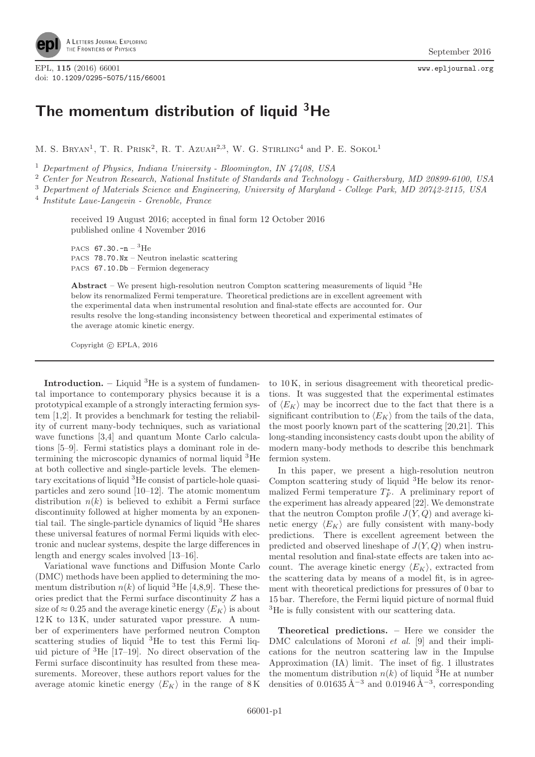# The momentum distribution of liquid $^3$He

M. S. Bryan[1], T. R. Prisk[2], R. T. Azuah[2,3], W. G. Stirling[4] and P. E. Sokol[1]

[1] *Department of Physics, Indiana University - Bloomington, IN 47408, USA*

[2] *Center for Neutron Research, National Institute of Standards and Technology - Gaithersburg, MD 20899-6100, USA*

[3] *Department of Materials Science and Engineering, University of Maryland - College Park, MD 20742-2115, USA*

[4] *Institute Laue-Langevin - Grenoble, France*

received 19 August 2016; accepted in final form 12 October 2016
published online 4 November 2016

PACS 67.30.-n – $^3$He
PACS 78.70.Nx – Neutron inelastic scattering
PACS 67.10.Db – Fermion degeneracy

**Abstract** – We present high-resolution neutron Compton scattering measurements of liquid $^3$He below its renormalized Fermi temperature. Theoretical predictions are in excellent agreement with the experimental data when instrumental resolution and final-state effects are accounted for. Our results resolve the long-standing inconsistency between theoretical and experimental estimates of the average atomic kinetic energy.

Copyright © EPLA, 2016

**Introduction.** – Liquid $^3$He is a system of fundamental importance to contemporary physics because it is a prototypical example of a strongly interacting fermion system [1,2]. It provides a benchmark for testing the reliability of current many-body techniques, such as variational wave functions [3,4] and quantum Monte Carlo calculations [5–9]. Fermi statistics plays a dominant role in determining the microscopic dynamics of normal liquid $^3$He at both collective and single-particle levels. The elementary excitations of liquid $^3$He consist of particle-hole quasiparticles and zero sound [10–12]. The atomic momentum distribution $n(k)$ is believed to exhibit a Fermi surface discontinuity followed at higher momenta by an exponential tail. The single-particle dynamics of liquid $^3$He shares these universal features of normal Fermi liquids with electronic and nuclear systems, despite the large differences in length and energy scales involved [13–16].

Variational wave functions and Diffusion Monte Carlo (DMC) methods have been applied to determining the momentum distribution $n(k)$ of liquid $^3$He [4,8,9]. These theories predict that the Fermi surface discontinuity $Z$ has a size of $\approx 0.25$ and the average kinetic energy $\langle E_K \rangle$ is about 12 K to 13 K, under saturated vapor pressure. A number of experimenters have performed neutron Compton scattering studies of liquid $^3$He to test this Fermi liquid picture of $^3$He [17–19]. No direct observation of the Fermi surface discontinuity has resulted from these measurements. Moreover, these authors report values for the average atomic kinetic energy $\langle E_K \rangle$ in the range of 8 K to 10 K, in serious disagreement with theoretical predictions. It was suggested that the experimental estimates of $\langle E_K \rangle$ may be incorrect due to the fact that there is a significant contribution to $\langle E_K \rangle$ from the tails of the data, the most poorly known part of the scattering [20,21]. This long-standing inconsistency casts doubt upon the ability of modern many-body methods to describe this benchmark fermion system.

In this paper, we present a high-resolution neutron Compton scattering study of liquid $^3$He below its renormalized Fermi temperature $T_F^*$. A preliminary report of the experiment has already appeared [22]. We demonstrate that the neutron Compton profile $J(Y, Q)$ and average kinetic energy $\langle E_K \rangle$ are fully consistent with many-body predictions. There is excellent agreement between the predicted and observed lineshape of $J(Y, Q)$ when instrumental resolution and final-state effects are taken into account. The average kinetic energy $\langle E_K \rangle$, extracted from the scattering data by means of a model fit, is in agreement with theoretical predictions for pressures of 0 bar to 15 bar. Therefore, the Fermi liquid picture of normal fluid $^3$He is fully consistent with our scattering data.

**Theoretical predictions.** – Here we consider the DMC calculations of Moroni *et al.* [9] and their implications for the neutron scattering law in the Impulse Approximation (IA) limit. The inset of fig. 1 illustrates the momentum distribution $n(k)$ of liquid $^3$He at number densities of 0.01635 Å$^{-3}$ and 0.01946 Å$^{-3}$, corresponding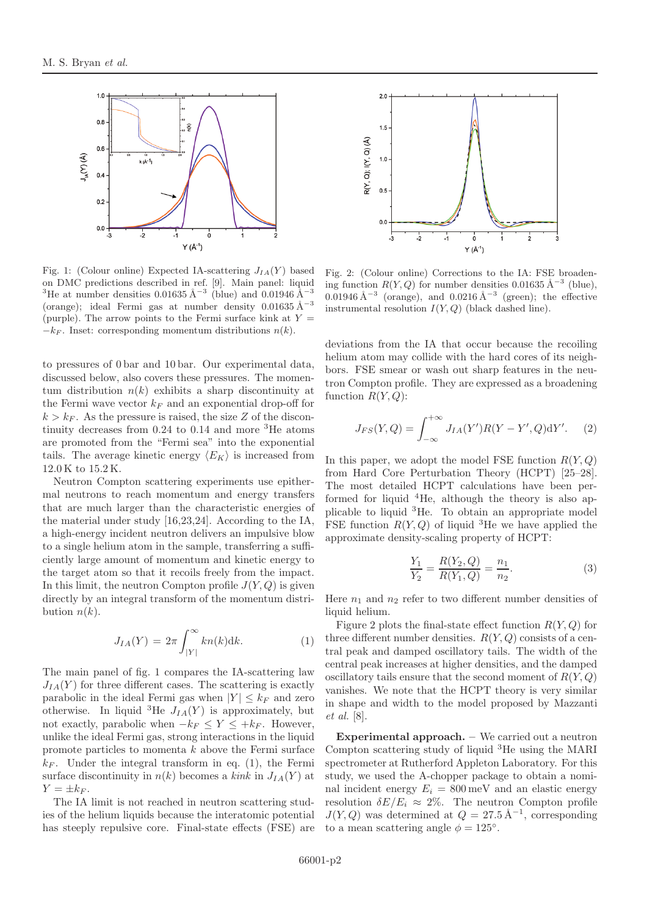Fig. 1: (Colour online) Expected IA-scattering $J_{IA}(Y)$ based on DMC predictions described in ref. [9]. Main panel: liquid $^3$He at number densities $0.01635\,\text{Å}^{-3}$ (blue) and $0.01946\,\text{Å}^{-3}$ (orange); ideal Fermi gas at number density $0.01635\,\text{Å}^{-3}$ (purple). The arrow points to the Fermi surface kink at $Y = -k_F$. Inset: corresponding momentum distributions $n(k)$.

Fig. 2: (Colour online) Corrections to the IA: FSE broadening function $R(Y,Q)$ for number densities $0.01635\,\text{Å}^{-3}$ (blue), $0.01946\,\text{Å}^{-3}$ (orange), and $0.0216\,\text{Å}^{-3}$ (green); the effective instrumental resolution $I(Y,Q)$ (black dashed line).

to pressures of 0 bar and 10 bar. Our experimental data, discussed below, also covers these pressures. The momentum distribution $n(k)$ exhibits a sharp discontinuity at the Fermi wave vector $k_F$ and an exponential drop-off for $k > k_F$. As the pressure is raised, the size $Z$ of the discontinuity decreases from 0.24 to 0.14 and more $^3$He atoms are promoted from the "Fermi sea" into the exponential tails. The average kinetic energy $\langle E_K \rangle$ is increased from 12.0 K to 15.2 K.

Neutron Compton scattering experiments use epithermal neutrons to reach momentum and energy transfers that are much larger than the characteristic energies of the material under study [16,23,24]. According to the IA, a high-energy incident neutron delivers an impulsive blow to a single helium atom in the sample, transferring a sufficiently large amount of momentum and kinetic energy to the target atom so that it recoils freely from the impact. In this limit, the neutron Compton profile $J(Y,Q)$ is given directly by an integral transform of the momentum distribution $n(k)$.

$$J_{IA}(Y) = 2\pi \int_{|Y|}^{\infty} k n(k) \mathrm{d}k. \tag{1}$$

The main panel of fig. 1 compares the IA-scattering law $J_{IA}(Y)$ for three different cases. The scattering is exactly parabolic in the ideal Fermi gas when $|Y| \leq k_F$ and zero otherwise. In liquid $^3$He $J_{IA}(Y)$ is approximately, but not exactly, parabolic when $-k_F \leq Y \leq +k_F$. However, unlike the ideal Fermi gas, strong interactions in the liquid promote particles to momenta $k$ above the Fermi surface $k_F$. Under the integral transform in eq. (1), the Fermi surface discontinuity in $n(k)$ becomes a *kink* in $J_{IA}(Y)$ at $Y = \pm k_F$.

The IA limit is not reached in neutron scattering studies of the helium liquids because the interatomic potential has steeply repulsive core. Final-state effects (FSE) are deviations from the IA that occur because the recoiling helium atom may collide with the hard cores of its neighbors. FSE smear or wash out sharp features in the neutron Compton profile. They are expressed as a broadening function $R(Y,Q)$:

$$J_{FS}(Y,Q) = \int_{-\infty}^{+\infty} J_{IA}(Y')R(Y-Y',Q)\mathrm{d}Y'. \tag{2}$$

In this paper, we adopt the model FSE function $R(Y,Q)$ from Hard Core Perturbation Theory (HCPT) [25–28]. The most detailed HCPT calculations have been performed for liquid $^4$He, although the theory is also applicable to liquid $^3$He. To obtain an appropriate model FSE function $R(Y,Q)$ of liquid $^3$He we have applied the approximate density-scaling property of HCPT:

$$\frac{Y_1}{Y_2} = \frac{R(Y_2,Q)}{R(Y_1,Q)} = \frac{n_1}{n_2}. \tag{3}$$

Here $n_1$ and $n_2$ refer to two different number densities of liquid helium.

Figure 2 plots the final-state effect function $R(Y,Q)$ for three different number densities. $R(Y,Q)$ consists of a central peak and damped oscillatory tails. The width of the central peak increases at higher densities, and the damped oscillatory tails ensure that the second moment of $R(Y,Q)$ vanishes. We note that the HCPT theory is very similar in shape and width to the model proposed by Mazzanti *et al.* [8].

**Experimental approach.** – We carried out a neutron Compton scattering study of liquid $^3$He using the MARI spectrometer at Rutherford Appleton Laboratory. For this study, we used the A-chopper package to obtain a nominal incident energy $E_i = 800$ meV and an elastic energy resolution $\delta E/E_i \approx 2\%$. The neutron Compton profile $J(Y,Q)$ was determined at $Q = 27.5\,\text{Å}^{-1}$, corresponding to a mean scattering angle $\phi = 125°$.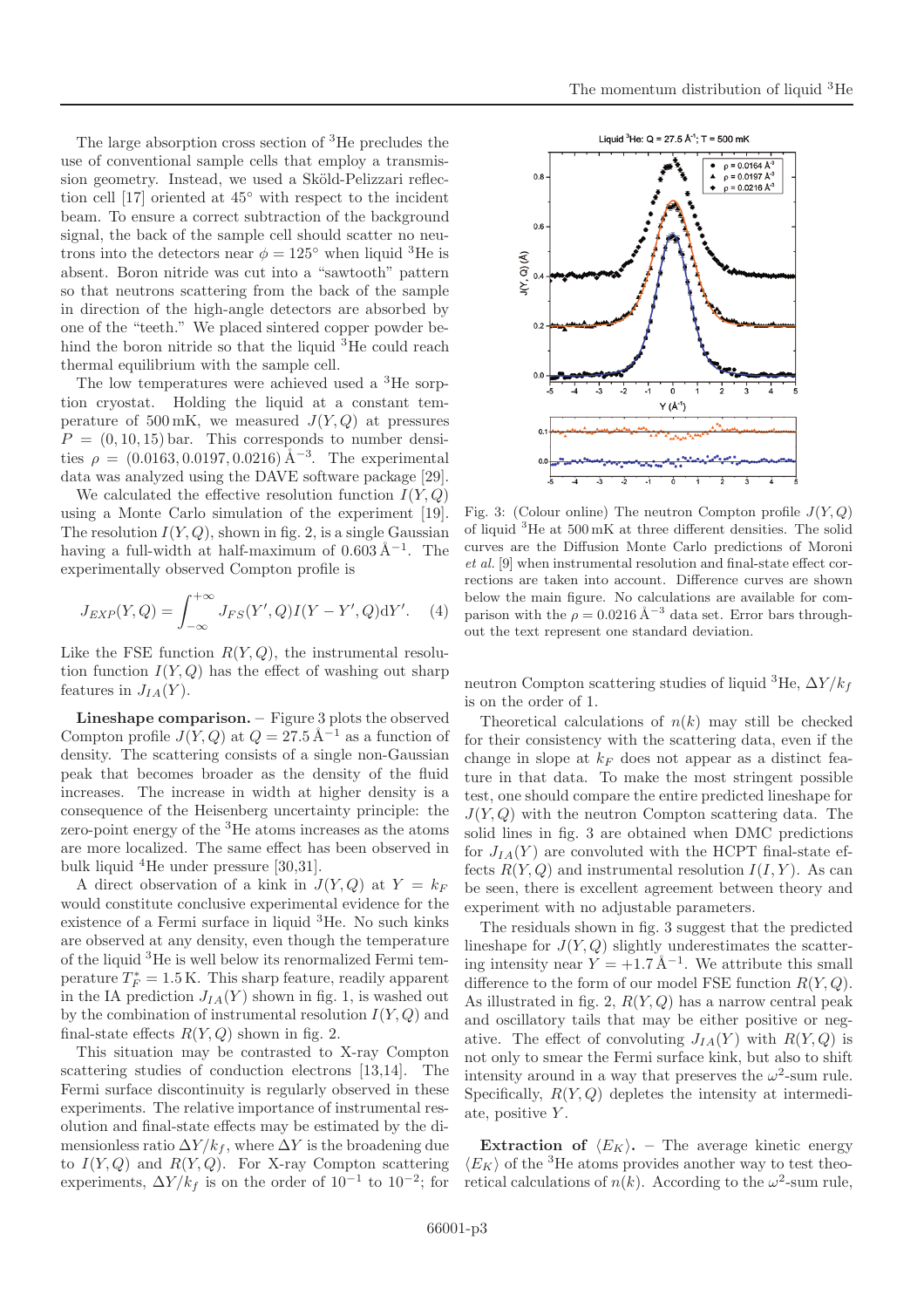The large absorption cross section of $^3$He precludes the use of conventional sample cells that employ a transmission geometry. Instead, we used a Sköld-Pelizzari reflection cell [17] oriented at 45° with respect to the incident beam. To ensure a correct subtraction of the background signal, the back of the sample cell should scatter no neutrons into the detectors near $\phi = 125°$ when liquid $^3$He is absent. Boron nitride was cut into a "sawtooth" pattern so that neutrons scattering from the back of the sample in direction of the high-angle detectors are absorbed by one of the "teeth." We placed sintered copper powder behind the boron nitride so that the liquid $^3$He could reach thermal equilibrium with the sample cell.

The low temperatures were achieved used a $^3$He sorption cryostat. Holding the liquid at a constant temperature of 500 mK, we measured $J(Y,Q)$ at pressures $P = (0, 10, 15)$ bar. This corresponds to number densities $\rho = (0.0163, 0.0197, 0.0216)$ Å$^{-3}$. The experimental data was analyzed using the DAVE software package [29].

We calculated the effective resolution function $I(Y,Q)$ using a Monte Carlo simulation of the experiment [19]. The resolution $I(Y,Q)$, shown in fig. 2, is a single Gaussian having a full-width at half-maximum of 0.603 Å$^{-1}$. The experimentally observed Compton profile is

$$J_{EXP}(Y,Q) = \int_{-\infty}^{+\infty} J_{FS}(Y',Q) I(Y-Y',Q) \mathrm{d}Y'. \quad (4)$$

Like the FSE function $R(Y,Q)$, the instrumental resolution function $I(Y,Q)$ has the effect of washing out sharp features in $J_{IA}(Y)$.

**Lineshape comparison.** – Figure 3 plots the observed Compton profile $J(Y,Q)$ at $Q = 27.5$ Å$^{-1}$ as a function of density. The scattering consists of a single non-Gaussian peak that becomes broader as the density of the fluid increases. The increase in width at higher density is a consequence of the Heisenberg uncertainty principle: the zero-point energy of the $^3$He atoms increases as the atoms are more localized. The same effect has been observed in bulk liquid $^4$He under pressure [30,31].

A direct observation of a kink in $J(Y,Q)$ at $Y = k_F$ would constitute conclusive experimental evidence for the existence of a Fermi surface in liquid $^3$He. No such kinks are observed at any density, even though the temperature of the liquid $^3$He is well below its renormalized Fermi temperature $T_F^* = 1.5$ K. This sharp feature, readily apparent in the IA prediction $J_{IA}(Y)$ shown in fig. 1, is washed out by the combination of instrumental resolution $I(Y,Q)$ and final-state effects $R(Y,Q)$ shown in fig. 2.

This situation may be contrasted to X-ray Compton scattering studies of conduction electrons [13,14]. The Fermi surface discontinuity is regularly observed in these experiments. The relative importance of instrumental resolution and final-state effects may be estimated by the dimensionless ratio $\Delta Y/k_f$, where $\Delta Y$ is the broadening due to $I(Y,Q)$ and $R(Y,Q)$. For X-ray Compton scattering experiments, $\Delta Y/k_f$ is on the order of $10^{-1}$ to $10^{-2}$; for neutron Compton scattering studies of liquid $^3$He, $\Delta Y/k_f$ is on the order of 1.

Fig. 3: (Colour online) The neutron Compton profile $J(Y,Q)$ of liquid $^3$He at 500 mK at three different densities. The solid curves are the Diffusion Monte Carlo predictions of Moroni *et al.* [9] when instrumental resolution and final-state effect corrections are taken into account. Difference curves are shown below the main figure. No calculations are available for comparison with the $\rho = 0.0216$ Å$^{-3}$ data set. Error bars throughout the text represent one standard deviation.

Theoretical calculations of $n(k)$ may still be checked for their consistency with the scattering data, even if the change in slope at $k_F$ does not appear as a distinct feature in that data. To make the most stringent possible test, one should compare the entire predicted lineshape for $J(Y,Q)$ with the neutron Compton scattering data. The solid lines in fig. 3 are obtained when DMC predictions for $J_{IA}(Y)$ are convoluted with the HCPT final-state effects $R(Y,Q)$ and instrumental resolution $I(I,Y)$. As can be seen, there is excellent agreement between theory and experiment with no adjustable parameters.

The residuals shown in fig. 3 suggest that the predicted lineshape for $J(Y,Q)$ slightly underestimates the scattering intensity near $Y = +1.7$ Å$^{-1}$. We attribute this small difference to the form of our model FSE function $R(Y,Q)$. As illustrated in fig. 2, $R(Y,Q)$ has a narrow central peak and oscillatory tails that may be either positive or negative. The effect of convoluting $J_{IA}(Y)$ with $R(Y,Q)$ is not only to smear the Fermi surface kink, but also to shift intensity around in a way that preserves the $\omega^2$-sum rule. Specifically, $R(Y,Q)$ depletes the intensity at intermediate, positive $Y$.

**Extraction of $\langle E_K \rangle$.** – The average kinetic energy $\langle E_K \rangle$ of the $^3$He atoms provides another way to test theoretical calculations of $n(k)$. According to the $\omega^2$-sum rule,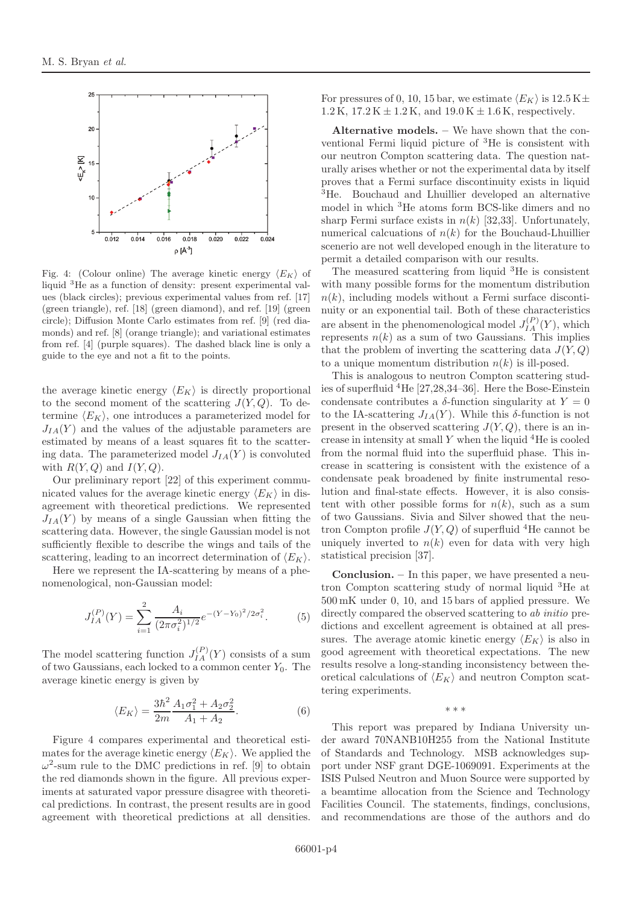Fig. 4: (Colour online) The average kinetic energy $\langle E_K \rangle$ of liquid $^3$He as a function of density: present experimental values (black circles); previous experimental values from ref. [17] (green triangle), ref. [18] (green diamond), and ref. [19] (green circle); Diffusion Monte Carlo estimates from ref. [9] (red diamonds) and ref. [8] (orange triangle); and variational estimates from ref. [4] (purple squares). The dashed black line is only a guide to the eye and not a fit to the points.

the average kinetic energy $\langle E_K \rangle$ is directly proportional to the second moment of the scattering $J(Y, Q)$. To determine $\langle E_K \rangle$, one introduces a parameterized model for $J_{IA}(Y)$ and the values of the adjustable parameters are estimated by means of a least squares fit to the scattering data. The parameterized model $J_{IA}(Y)$ is convoluted with $R(Y, Q)$ and $I(Y, Q)$.

Our preliminary report [22] of this experiment communicated values for the average kinetic energy $\langle E_K \rangle$ in disagreement with theoretical predictions. We represented $J_{IA}(Y)$ by means of a single Gaussian when fitting the scattering data. However, the single Gaussian model is not sufficiently flexible to describe the wings and tails of the scattering, leading to an incorrect determination of $\langle E_K \rangle$.

Here we represent the IA-scattering by means of a phenomenological, non-Gaussian model:

$$J_{IA}^{(P)}(Y) = \sum_{i=1}^{2} \frac{A_i}{(2\pi\sigma_i^2)^{1/2}} e^{-(Y-Y_0)^2/2\sigma_i^2}. \qquad (5)$$

The model scattering function $J_{IA}^{(P)}(Y)$ consists of a sum of two Gaussians, each locked to a common center $Y_0$. The average kinetic energy is given by

$$\langle E_K \rangle = \frac{3\hbar^2}{2m} \frac{A_1\sigma_1^2 + A_2\sigma_2^2}{A_1 + A_2}. \qquad (6)$$

Figure 4 compares experimental and theoretical estimates for the average kinetic energy $\langle E_K \rangle$. We applied the $\omega^2$-sum rule to the DMC predictions in ref. [9] to obtain the red diamonds shown in the figure. All previous experiments at saturated vapor pressure disagree with theoretical predictions. In contrast, the present results are in good agreement with theoretical predictions at all densities. For pressures of 0, 10, 15 bar, we estimate $\langle E_K \rangle$ is $12.5\,\text{K} \pm 1.2\,\text{K}$, $17.2\,\text{K} \pm 1.2\,\text{K}$, and $19.0\,\text{K} \pm 1.6\,\text{K}$, respectively.

**Alternative models.** – We have shown that the conventional Fermi liquid picture of $^3$He is consistent with our neutron Compton scattering data. The question naturally arises whether or not the experimental data by itself proves that a Fermi surface discontinuity exists in liquid $^3$He. Bouchaud and Lhuillier developed an alternative model in which $^3$He atoms form BCS-like dimers and no sharp Fermi surface exists in $n(k)$ [32,33]. Unfortunately, numerical calcuations of $n(k)$ for the Bouchaud-Lhuillier scenerio are not well developed enough in the literature to permit a detailed comparison with our results.

The measured scattering from liquid $^3$He is consistent with many possible forms for the momentum distribution $n(k)$, including models without a Fermi surface discontinuity or an exponential tail. Both of these characteristics are absent in the phenomenological model $J_{IA}^{(P)}(Y)$, which represents $n(k)$ as a sum of two Gaussians. This implies that the problem of inverting the scattering data $J(Y, Q)$ to a unique momentum distribution $n(k)$ is ill-posed.

This is analogous to neutron Compton scattering studies of superfluid $^4$He [27,28,34–36]. Here the Bose-Einstein condensate contributes a $\delta$-function singularity at $Y = 0$ to the IA-scattering $J_{IA}(Y)$. While this $\delta$-function is not present in the observed scattering $J(Y, Q)$, there is an increase in intensity at small $Y$ when the liquid $^4$He is cooled from the normal fluid into the superfluid phase. This increase in scattering is consistent with the existence of a condensate peak broadened by finite instrumental resolution and final-state effects. However, it is also consistent with other possible forms for $n(k)$, such as a sum of two Gaussians. Sivia and Silver showed that the neutron Compton profile $J(Y, Q)$ of superfluid $^4$He cannot be uniquely inverted to $n(k)$ even for data with very high statistical precision [37].

**Conclusion.** – In this paper, we have presented a neutron Compton scattering study of normal liquid $^3$He at 500 mK under 0, 10, and 15 bars of applied pressure. We directly compared the observed scattering to *ab initio* predictions and excellent agreement is obtained at all pressures. The average atomic kinetic energy $\langle E_K \rangle$ is also in good agreement with theoretical expectations. The new results resolve a long-standing inconsistency between theoretical calculations of $\langle E_K \rangle$ and neutron Compton scattering experiments.

\* \* \*

This report was prepared by Indiana University under award 70NANB10H255 from the National Institute of Standards and Technology. MSB acknowledges support under NSF grant DGE-1069091. Experiments at the ISIS Pulsed Neutron and Muon Source were supported by a beamtime allocation from the Science and Technology Facilities Council. The statements, findings, conclusions, and recommendations are those of the authors and do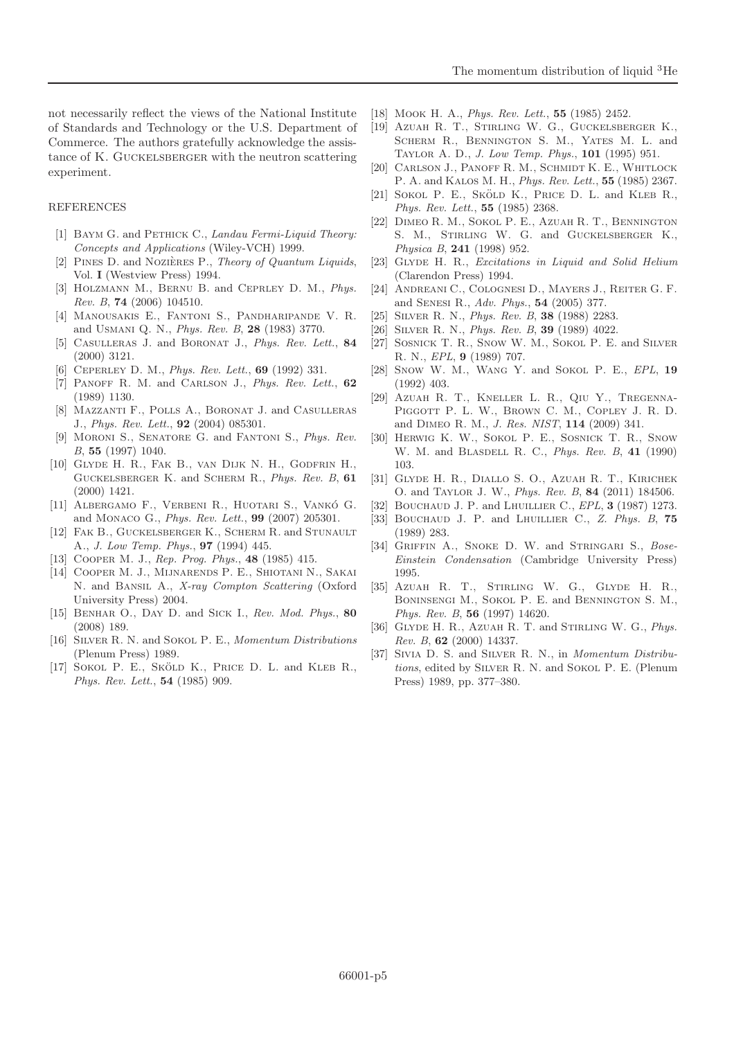not necessarily reflect the views of the National Institute of Standards and Technology or the U.S. Department of Commerce. The authors gratefully acknowledge the assistance of K. Guckelsberger with the neutron scattering experiment.

REFERENCES

[1] Baym G. and Pethick C., *Landau Fermi-Liquid Theory: Concepts and Applications* (Wiley-VCH) 1999.

[2] Pines D. and Nozières P., *Theory of Quantum Liquids*, Vol. **I** (Westview Press) 1994.

[3] Holzmann M., Bernu B. and Ceprley D. M., *Phys. Rev. B*, **74** (2006) 104510.

[4] Manousakis E., Fantoni S., Pandharipande V. R. and Usmani Q. N., *Phys. Rev. B*, **28** (1983) 3770.

[5] Casulleras J. and Boronat J., *Phys. Rev. Lett.*, **84** (2000) 3121.

[6] Ceperley D. M., *Phys. Rev. Lett.*, **69** (1992) 331.

[7] Panoff R. M. and Carlson J., *Phys. Rev. Lett.*, **62** (1989) 1130.

[8] Mazzanti F., Polls A., Boronat J. and Casulleras J., *Phys. Rev. Lett.*, **92** (2004) 085301.

[9] Moroni S., Senatore G. and Fantoni S., *Phys. Rev. B*, **55** (1997) 1040.

[10] Glyde H. R., Fak B., van Dijk N. H., Godfrin H., Guckelsberger K. and Scherm R., *Phys. Rev. B*, **61** (2000) 1421.

[11] Albergamo F., Verbeni R., Huotari S., Vankó G. and Monaco G., *Phys. Rev. Lett.*, **99** (2007) 205301.

[12] Fak B., Guckelsberger K., Scherm R. and Stunault A., *J. Low Temp. Phys.*, **97** (1994) 445.

[13] Cooper M. J., *Rep. Prog. Phys.*, **48** (1985) 415.

[14] Cooper M. J., Mijnarends P. E., Shiotani N., Sakai N. and Bansil A., *X-ray Compton Scattering* (Oxford University Press) 2004.

[15] Benhar O., Day D. and Sick I., *Rev. Mod. Phys.*, **80** (2008) 189.

[16] Silver R. N. and Sokol P. E., *Momentum Distributions* (Plenum Press) 1989.

[17] Sokol P. E., Sköld K., Price D. L. and Kleb R., *Phys. Rev. Lett.*, **54** (1985) 909.

[18] Mook H. A., *Phys. Rev. Lett.*, **55** (1985) 2452.

[19] Azuah R. T., Stirling W. G., Guckelsberger K., Scherm R., Bennington S. M., Yates M. L. and Taylor A. D., *J. Low Temp. Phys.*, **101** (1995) 951.

[20] Carlson J., Panoff R. M., Schmidt K. E., Whitlock P. A. and Kalos M. H., *Phys. Rev. Lett.*, **55** (1985) 2367.

[21] Sokol P. E., Sköld K., Price D. L. and Kleb R., *Phys. Rev. Lett.*, **55** (1985) 2368.

[22] Dimeo R. M., Sokol P. E., Azuah R. T., Bennington S. M., Stirling W. G. and Guckelsberger K., *Physica B*, **241** (1998) 952.

[23] Glyde H. R., *Excitations in Liquid and Solid Helium* (Clarendon Press) 1994.

[24] Andreani C., Colognesi D., Mayers J., Reiter G. F. and Senesi R., *Adv. Phys.*, **54** (2005) 377.

[25] Silver R. N., *Phys. Rev. B*, **38** (1988) 2283.

[26] Silver R. N., *Phys. Rev. B*, **39** (1989) 4022.

[27] Sosnick T. R., Snow W. M., Sokol P. E. and Silver R. N., *EPL*, **9** (1989) 707.

[28] Snow W. M., Wang Y. and Sokol P. E., *EPL*, **19** (1992) 403.

[29] Azuah R. T., Kneller L. R., Qiu Y., Tregenna-Piggott P. L. W., Brown C. M., Copley J. R. D. and Dimeo R. M., *J. Res. NIST*, **114** (2009) 341.

[30] Herwig K. W., Sokol P. E., Sosnick T. R., Snow W. M. and Blasdell R. C., *Phys. Rev. B*, **41** (1990) 103.

[31] Glyde H. R., Diallo S. O., Azuah R. T., Kirichek O. and Taylor J. W., *Phys. Rev. B*, **84** (2011) 184506.

[32] Bouchaud J. P. and Lhuillier C., *EPL*, **3** (1987) 1273.

[33] Bouchaud J. P. and Lhuillier C., *Z. Phys. B*, **75** (1989) 283.

[34] Griffin A., Snoke D. W. and Stringari S., *Bose-Einstein Condensation* (Cambridge University Press) 1995.

[35] Azuah R. T., Stirling W. G., Glyde H. R., Boninsengi M., Sokol P. E. and Bennington S. M., *Phys. Rev. B*, **56** (1997) 14620.

[36] Glyde H. R., Azuah R. T. and Stirling W. G., *Phys. Rev. B*, **62** (2000) 14337.

[37] Sivia D. S. and Silver R. N., in *Momentum Distributions*, edited by Silver R. N. and Sokol P. E. (Plenum Press) 1989, pp. 377–380.